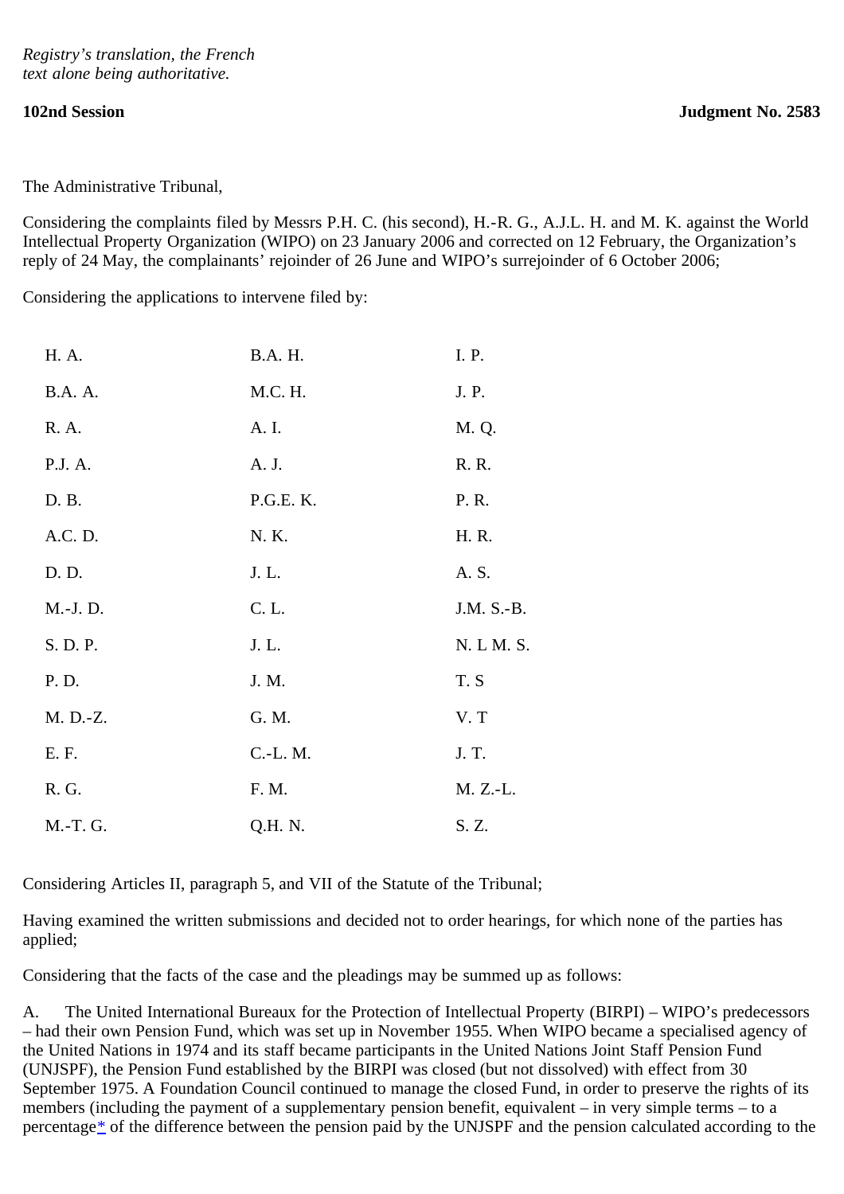*Registry's translation, the French text alone being authoritative.*

**102nd Session** **Judgment No. 2583**

The Administrative Tribunal,

Considering the complaints filed by Messrs P.H. C. (his second), H.-R. G., A.J.L. H. and M. K. against the World Intellectual Property Organization (WIPO) on 23 January 2006 and corrected on 12 February, the Organization's reply of 24 May, the complainants' rejoinder of 26 June and WIPO's surrejoinder of 6 October 2006;

Considering the applications to intervene filed by:

| | | |
|---|---|---|
| H. A. | B.A. H. | I. P. |
| B.A. A. | M.C. H. | J. P. |
| R. A. | A. I. | M. Q. |
| P.J. A. | A. J. | R. R. |
| D. B. | P.G.E. K. | P. R. |
| A.C. D. | N. K. | H. R. |
| D. D. | J. L. | A. S. |
| M.-J. D. | C. L. | J.M. S.-B. |
| S. D. P. | J. L. | N. L M. S. |
| P. D. | J. M. | T. S |
| M. D.-Z. | G. M. | V. T |
| E. F. | C.-L. M. | J. T. |
| R. G. | F. M. | M. Z.-L. |
| M.-T. G. | Q.H. N. | S. Z. |

Considering Articles II, paragraph 5, and VII of the Statute of the Tribunal;

Having examined the written submissions and decided not to order hearings, for which none of the parties has applied;

Considering that the facts of the case and the pleadings may be summed up as follows:

A. The United International Bureaux for the Protection of Intellectual Property (BIRPI) – WIPO's predecessors – had their own Pension Fund, which was set up in November 1955. When WIPO became a specialised agency of the United Nations in 1974 and its staff became participants in the United Nations Joint Staff Pension Fund (UNJSPF), the Pension Fund established by the BIRPI was closed (but not dissolved) with effect from 30 September 1975. A Foundation Council continued to manage the closed Fund, in order to preserve the rights of its members (including the payment of a supplementary pension benefit, equivalent – in very simple terms – to a percentage* of the difference between the pension paid by the UNJSPF and the pension calculated according to the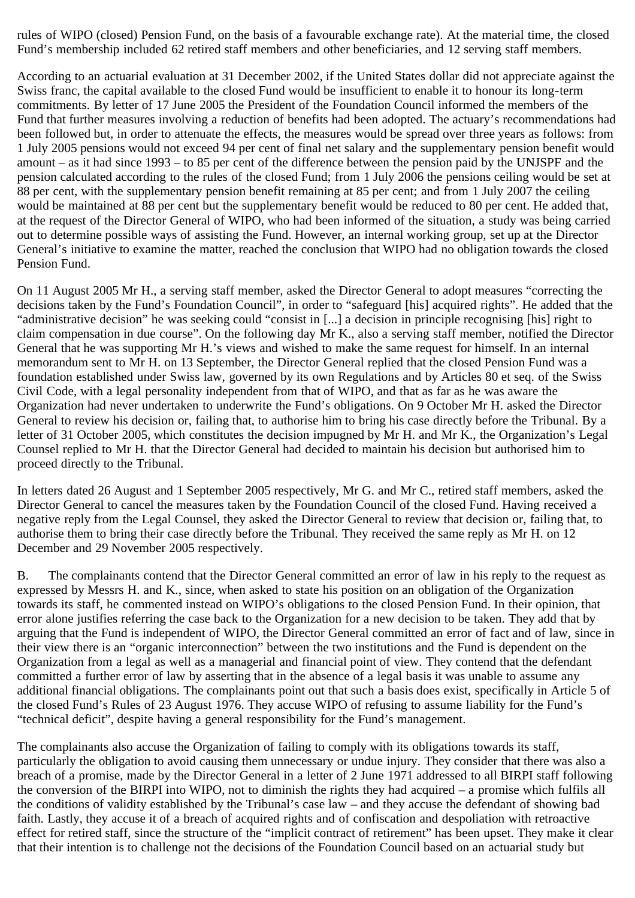rules of WIPO (closed) Pension Fund, on the basis of a favourable exchange rate). At the material time, the closed Fund's membership included 62 retired staff members and other beneficiaries, and 12 serving staff members.

According to an actuarial evaluation at 31 December 2002, if the United States dollar did not appreciate against the Swiss franc, the capital available to the closed Fund would be insufficient to enable it to honour its long-term commitments. By letter of 17 June 2005 the President of the Foundation Council informed the members of the Fund that further measures involving a reduction of benefits had been adopted. The actuary's recommendations had been followed but, in order to attenuate the effects, the measures would be spread over three years as follows: from 1 July 2005 pensions would not exceed 94 per cent of final net salary and the supplementary pension benefit would amount – as it had since 1993 – to 85 per cent of the difference between the pension paid by the UNJSPF and the pension calculated according to the rules of the closed Fund; from 1 July 2006 the pensions ceiling would be set at 88 per cent, with the supplementary pension benefit remaining at 85 per cent; and from 1 July 2007 the ceiling would be maintained at 88 per cent but the supplementary benefit would be reduced to 80 per cent. He added that, at the request of the Director General of WIPO, who had been informed of the situation, a study was being carried out to determine possible ways of assisting the Fund. However, an internal working group, set up at the Director General's initiative to examine the matter, reached the conclusion that WIPO had no obligation towards the closed Pension Fund.

On 11 August 2005 Mr H., a serving staff member, asked the Director General to adopt measures "correcting the decisions taken by the Fund's Foundation Council", in order to "safeguard [his] acquired rights". He added that the "administrative decision" he was seeking could "consist in [...] a decision in principle recognising [his] right to claim compensation in due course". On the following day Mr K., also a serving staff member, notified the Director General that he was supporting Mr H.'s views and wished to make the same request for himself. In an internal memorandum sent to Mr H. on 13 September, the Director General replied that the closed Pension Fund was a foundation established under Swiss law, governed by its own Regulations and by Articles 80 et seq. of the Swiss Civil Code, with a legal personality independent from that of WIPO, and that as far as he was aware the Organization had never undertaken to underwrite the Fund's obligations. On 9 October Mr H. asked the Director General to review his decision or, failing that, to authorise him to bring his case directly before the Tribunal. By a letter of 31 October 2005, which constitutes the decision impugned by Mr H. and Mr K., the Organization's Legal Counsel replied to Mr H. that the Director General had decided to maintain his decision but authorised him to proceed directly to the Tribunal.

In letters dated 26 August and 1 September 2005 respectively, Mr G. and Mr C., retired staff members, asked the Director General to cancel the measures taken by the Foundation Council of the closed Fund. Having received a negative reply from the Legal Counsel, they asked the Director General to review that decision or, failing that, to authorise them to bring their case directly before the Tribunal. They received the same reply as Mr H. on 12 December and 29 November 2005 respectively.

B. The complainants contend that the Director General committed an error of law in his reply to the request as expressed by Messrs H. and K., since, when asked to state his position on an obligation of the Organization towards its staff, he commented instead on WIPO's obligations to the closed Pension Fund. In their opinion, that error alone justifies referring the case back to the Organization for a new decision to be taken. They add that by arguing that the Fund is independent of WIPO, the Director General committed an error of fact and of law, since in their view there is an "organic interconnection" between the two institutions and the Fund is dependent on the Organization from a legal as well as a managerial and financial point of view. They contend that the defendant committed a further error of law by asserting that in the absence of a legal basis it was unable to assume any additional financial obligations. The complainants point out that such a basis does exist, specifically in Article 5 of the closed Fund's Rules of 23 August 1976. They accuse WIPO of refusing to assume liability for the Fund's "technical deficit", despite having a general responsibility for the Fund's management.

The complainants also accuse the Organization of failing to comply with its obligations towards its staff, particularly the obligation to avoid causing them unnecessary or undue injury. They consider that there was also a breach of a promise, made by the Director General in a letter of 2 June 1971 addressed to all BIRPI staff following the conversion of the BIRPI into WIPO, not to diminish the rights they had acquired – a promise which fulfils all the conditions of validity established by the Tribunal's case law – and they accuse the defendant of showing bad faith. Lastly, they accuse it of a breach of acquired rights and of confiscation and despoliation with retroactive effect for retired staff, since the structure of the "implicit contract of retirement" has been upset. They make it clear that their intention is to challenge not the decisions of the Foundation Council based on an actuarial study but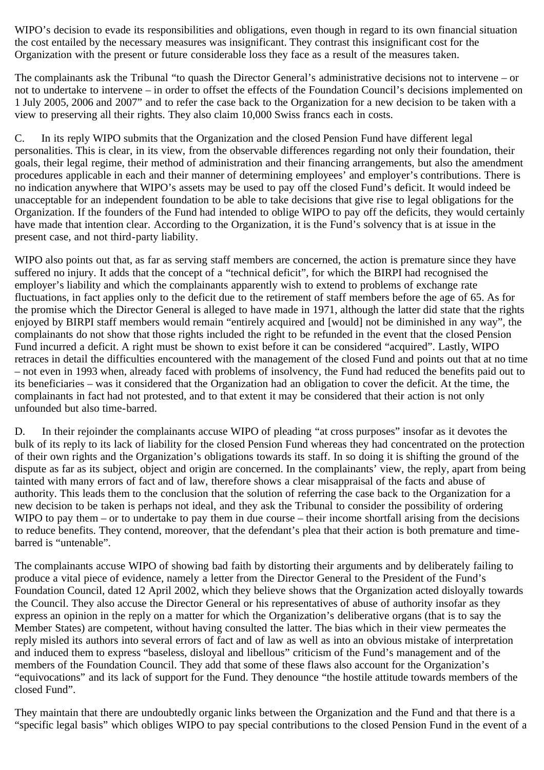WIPO's decision to evade its responsibilities and obligations, even though in regard to its own financial situation the cost entailed by the necessary measures was insignificant. They contrast this insignificant cost for the Organization with the present or future considerable loss they face as a result of the measures taken.

The complainants ask the Tribunal "to quash the Director General's administrative decisions not to intervene – or not to undertake to intervene – in order to offset the effects of the Foundation Council's decisions implemented on 1 July 2005, 2006 and 2007" and to refer the case back to the Organization for a new decision to be taken with a view to preserving all their rights. They also claim 10,000 Swiss francs each in costs.

C. In its reply WIPO submits that the Organization and the closed Pension Fund have different legal personalities. This is clear, in its view, from the observable differences regarding not only their foundation, their goals, their legal regime, their method of administration and their financing arrangements, but also the amendment procedures applicable in each and their manner of determining employees' and employer's contributions. There is no indication anywhere that WIPO's assets may be used to pay off the closed Fund's deficit. It would indeed be unacceptable for an independent foundation to be able to take decisions that give rise to legal obligations for the Organization. If the founders of the Fund had intended to oblige WIPO to pay off the deficits, they would certainly have made that intention clear. According to the Organization, it is the Fund's solvency that is at issue in the present case, and not third-party liability.

WIPO also points out that, as far as serving staff members are concerned, the action is premature since they have suffered no injury. It adds that the concept of a "technical deficit", for which the BIRPI had recognised the employer's liability and which the complainants apparently wish to extend to problems of exchange rate fluctuations, in fact applies only to the deficit due to the retirement of staff members before the age of 65. As for the promise which the Director General is alleged to have made in 1971, although the latter did state that the rights enjoyed by BIRPI staff members would remain "entirely acquired and [would] not be diminished in any way", the complainants do not show that those rights included the right to be refunded in the event that the closed Pension Fund incurred a deficit. A right must be shown to exist before it can be considered "acquired". Lastly, WIPO retraces in detail the difficulties encountered with the management of the closed Fund and points out that at no time – not even in 1993 when, already faced with problems of insolvency, the Fund had reduced the benefits paid out to its beneficiaries – was it considered that the Organization had an obligation to cover the deficit. At the time, the complainants in fact had not protested, and to that extent it may be considered that their action is not only unfounded but also time-barred.

D. In their rejoinder the complainants accuse WIPO of pleading "at cross purposes" insofar as it devotes the bulk of its reply to its lack of liability for the closed Pension Fund whereas they had concentrated on the protection of their own rights and the Organization's obligations towards its staff. In so doing it is shifting the ground of the dispute as far as its subject, object and origin are concerned. In the complainants' view, the reply, apart from being tainted with many errors of fact and of law, therefore shows a clear misappraisal of the facts and abuse of authority. This leads them to the conclusion that the solution of referring the case back to the Organization for a new decision to be taken is perhaps not ideal, and they ask the Tribunal to consider the possibility of ordering WIPO to pay them – or to undertake to pay them in due course – their income shortfall arising from the decisions to reduce benefits. They contend, moreover, that the defendant's plea that their action is both premature and time-barred is "untenable".

The complainants accuse WIPO of showing bad faith by distorting their arguments and by deliberately failing to produce a vital piece of evidence, namely a letter from the Director General to the President of the Fund's Foundation Council, dated 12 April 2002, which they believe shows that the Organization acted disloyally towards the Council. They also accuse the Director General or his representatives of abuse of authority insofar as they express an opinion in the reply on a matter for which the Organization's deliberative organs (that is to say the Member States) are competent, without having consulted the latter. The bias which in their view permeates the reply misled its authors into several errors of fact and of law as well as into an obvious mistake of interpretation and induced them to express "baseless, disloyal and libellous" criticism of the Fund's management and of the members of the Foundation Council. They add that some of these flaws also account for the Organization's "equivocations" and its lack of support for the Fund. They denounce "the hostile attitude towards members of the closed Fund".

They maintain that there are undoubtedly organic links between the Organization and the Fund and that there is a "specific legal basis" which obliges WIPO to pay special contributions to the closed Pension Fund in the event of a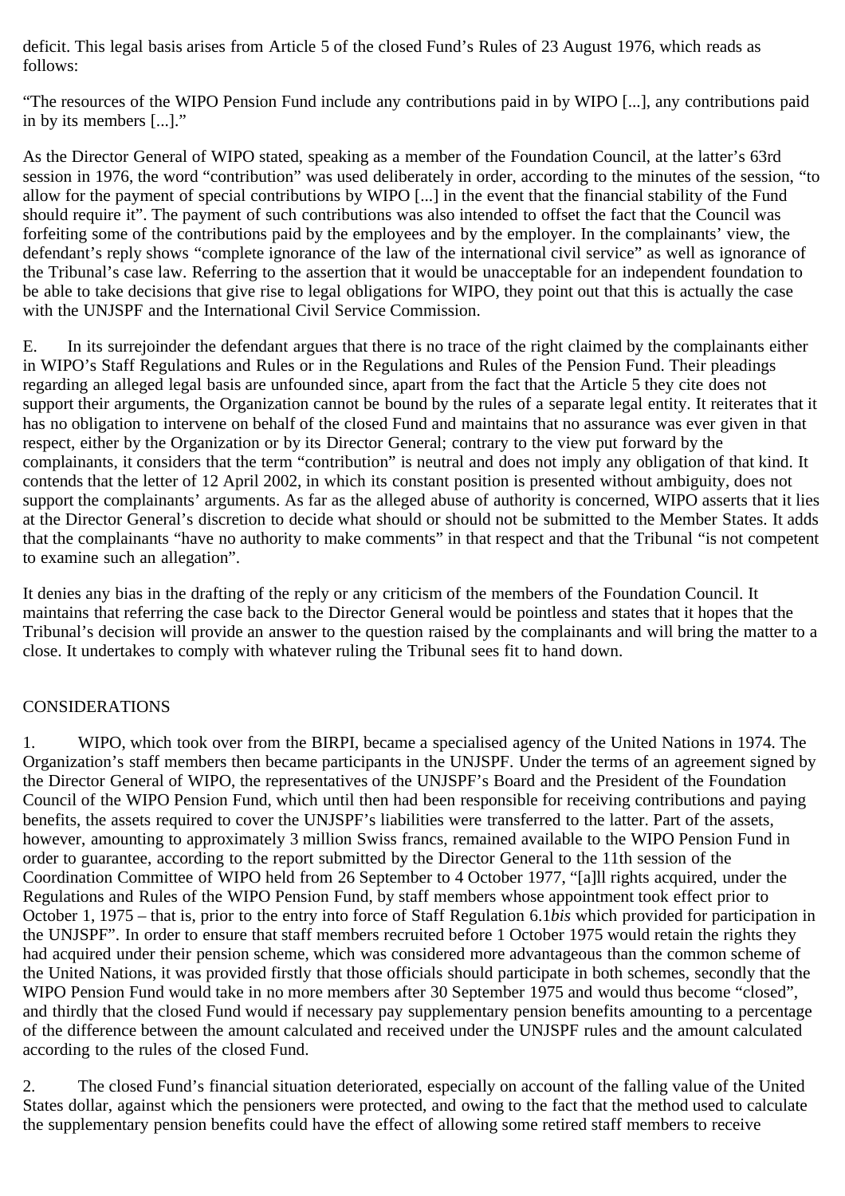deficit. This legal basis arises from Article 5 of the closed Fund's Rules of 23 August 1976, which reads as follows:

"The resources of the WIPO Pension Fund include any contributions paid in by WIPO [...], any contributions paid in by its members [...]."

As the Director General of WIPO stated, speaking as a member of the Foundation Council, at the latter's 63rd session in 1976, the word "contribution" was used deliberately in order, according to the minutes of the session, "to allow for the payment of special contributions by WIPO [...] in the event that the financial stability of the Fund should require it". The payment of such contributions was also intended to offset the fact that the Council was forfeiting some of the contributions paid by the employees and by the employer. In the complainants' view, the defendant's reply shows "complete ignorance of the law of the international civil service" as well as ignorance of the Tribunal's case law. Referring to the assertion that it would be unacceptable for an independent foundation to be able to take decisions that give rise to legal obligations for WIPO, they point out that this is actually the case with the UNJSPF and the International Civil Service Commission.

E. In its surrejoinder the defendant argues that there is no trace of the right claimed by the complainants either in WIPO's Staff Regulations and Rules or in the Regulations and Rules of the Pension Fund. Their pleadings regarding an alleged legal basis are unfounded since, apart from the fact that the Article 5 they cite does not support their arguments, the Organization cannot be bound by the rules of a separate legal entity. It reiterates that it has no obligation to intervene on behalf of the closed Fund and maintains that no assurance was ever given in that respect, either by the Organization or by its Director General; contrary to the view put forward by the complainants, it considers that the term "contribution" is neutral and does not imply any obligation of that kind. It contends that the letter of 12 April 2002, in which its constant position is presented without ambiguity, does not support the complainants' arguments. As far as the alleged abuse of authority is concerned, WIPO asserts that it lies at the Director General's discretion to decide what should or should not be submitted to the Member States. It adds that the complainants "have no authority to make comments" in that respect and that the Tribunal "is not competent to examine such an allegation".

It denies any bias in the drafting of the reply or any criticism of the members of the Foundation Council. It maintains that referring the case back to the Director General would be pointless and states that it hopes that the Tribunal's decision will provide an answer to the question raised by the complainants and will bring the matter to a close. It undertakes to comply with whatever ruling the Tribunal sees fit to hand down.

## CONSIDERATIONS

1. WIPO, which took over from the BIRPI, became a specialised agency of the United Nations in 1974. The Organization's staff members then became participants in the UNJSPF. Under the terms of an agreement signed by the Director General of WIPO, the representatives of the UNJSPF's Board and the President of the Foundation Council of the WIPO Pension Fund, which until then had been responsible for receiving contributions and paying benefits, the assets required to cover the UNJSPF's liabilities were transferred to the latter. Part of the assets, however, amounting to approximately 3 million Swiss francs, remained available to the WIPO Pension Fund in order to guarantee, according to the report submitted by the Director General to the 11th session of the Coordination Committee of WIPO held from 26 September to 4 October 1977, "[a]ll rights acquired, under the Regulations and Rules of the WIPO Pension Fund, by staff members whose appointment took effect prior to October 1, 1975 – that is, prior to the entry into force of Staff Regulation 6.1*bis* which provided for participation in the UNJSPF". In order to ensure that staff members recruited before 1 October 1975 would retain the rights they had acquired under their pension scheme, which was considered more advantageous than the common scheme of the United Nations, it was provided firstly that those officials should participate in both schemes, secondly that the WIPO Pension Fund would take in no more members after 30 September 1975 and would thus become "closed", and thirdly that the closed Fund would if necessary pay supplementary pension benefits amounting to a percentage of the difference between the amount calculated and received under the UNJSPF rules and the amount calculated according to the rules of the closed Fund.

2. The closed Fund's financial situation deteriorated, especially on account of the falling value of the United States dollar, against which the pensioners were protected, and owing to the fact that the method used to calculate the supplementary pension benefits could have the effect of allowing some retired staff members to receive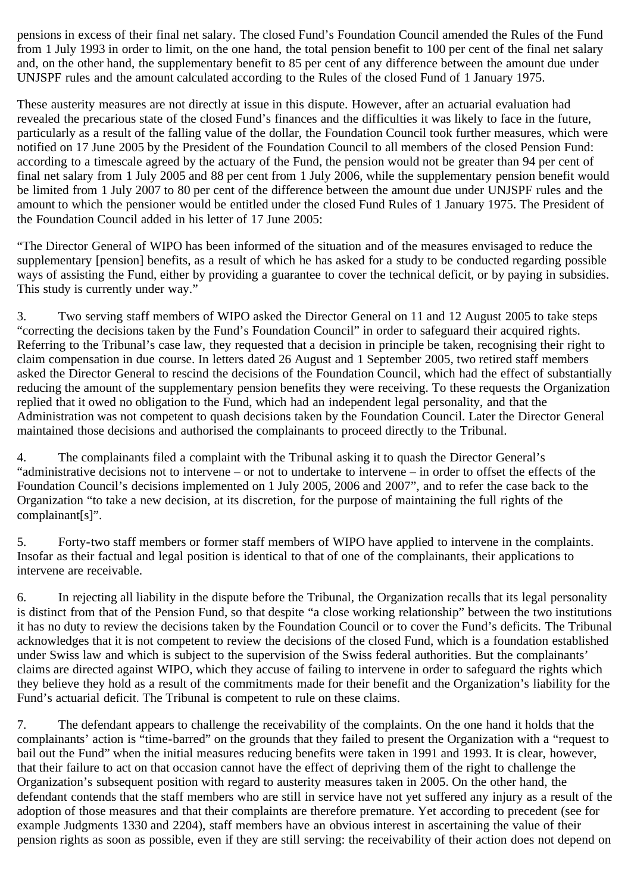pensions in excess of their final net salary. The closed Fund's Foundation Council amended the Rules of the Fund from 1 July 1993 in order to limit, on the one hand, the total pension benefit to 100 per cent of the final net salary and, on the other hand, the supplementary benefit to 85 per cent of any difference between the amount due under UNJSPF rules and the amount calculated according to the Rules of the closed Fund of 1 January 1975.

These austerity measures are not directly at issue in this dispute. However, after an actuarial evaluation had revealed the precarious state of the closed Fund's finances and the difficulties it was likely to face in the future, particularly as a result of the falling value of the dollar, the Foundation Council took further measures, which were notified on 17 June 2005 by the President of the Foundation Council to all members of the closed Pension Fund: according to a timescale agreed by the actuary of the Fund, the pension would not be greater than 94 per cent of final net salary from 1 July 2005 and 88 per cent from 1 July 2006, while the supplementary pension benefit would be limited from 1 July 2007 to 80 per cent of the difference between the amount due under UNJSPF rules and the amount to which the pensioner would be entitled under the closed Fund Rules of 1 January 1975. The President of the Foundation Council added in his letter of 17 June 2005:

"The Director General of WIPO has been informed of the situation and of the measures envisaged to reduce the supplementary [pension] benefits, as a result of which he has asked for a study to be conducted regarding possible ways of assisting the Fund, either by providing a guarantee to cover the technical deficit, or by paying in subsidies. This study is currently under way."

3. Two serving staff members of WIPO asked the Director General on 11 and 12 August 2005 to take steps "correcting the decisions taken by the Fund's Foundation Council" in order to safeguard their acquired rights. Referring to the Tribunal's case law, they requested that a decision in principle be taken, recognising their right to claim compensation in due course. In letters dated 26 August and 1 September 2005, two retired staff members asked the Director General to rescind the decisions of the Foundation Council, which had the effect of substantially reducing the amount of the supplementary pension benefits they were receiving. To these requests the Organization replied that it owed no obligation to the Fund, which had an independent legal personality, and that the Administration was not competent to quash decisions taken by the Foundation Council. Later the Director General maintained those decisions and authorised the complainants to proceed directly to the Tribunal.

4. The complainants filed a complaint with the Tribunal asking it to quash the Director General's "administrative decisions not to intervene – or not to undertake to intervene – in order to offset the effects of the Foundation Council's decisions implemented on 1 July 2005, 2006 and 2007", and to refer the case back to the Organization "to take a new decision, at its discretion, for the purpose of maintaining the full rights of the complainant[s]".

5. Forty-two staff members or former staff members of WIPO have applied to intervene in the complaints. Insofar as their factual and legal position is identical to that of one of the complainants, their applications to intervene are receivable.

6. In rejecting all liability in the dispute before the Tribunal, the Organization recalls that its legal personality is distinct from that of the Pension Fund, so that despite "a close working relationship" between the two institutions it has no duty to review the decisions taken by the Foundation Council or to cover the Fund's deficits. The Tribunal acknowledges that it is not competent to review the decisions of the closed Fund, which is a foundation established under Swiss law and which is subject to the supervision of the Swiss federal authorities. But the complainants' claims are directed against WIPO, which they accuse of failing to intervene in order to safeguard the rights which they believe they hold as a result of the commitments made for their benefit and the Organization's liability for the Fund's actuarial deficit. The Tribunal is competent to rule on these claims.

7. The defendant appears to challenge the receivability of the complaints. On the one hand it holds that the complainants' action is "time-barred" on the grounds that they failed to present the Organization with a "request to bail out the Fund" when the initial measures reducing benefits were taken in 1991 and 1993. It is clear, however, that their failure to act on that occasion cannot have the effect of depriving them of the right to challenge the Organization's subsequent position with regard to austerity measures taken in 2005. On the other hand, the defendant contends that the staff members who are still in service have not yet suffered any injury as a result of the adoption of those measures and that their complaints are therefore premature. Yet according to precedent (see for example Judgments 1330 and 2204), staff members have an obvious interest in ascertaining the value of their pension rights as soon as possible, even if they are still serving: the receivability of their action does not depend on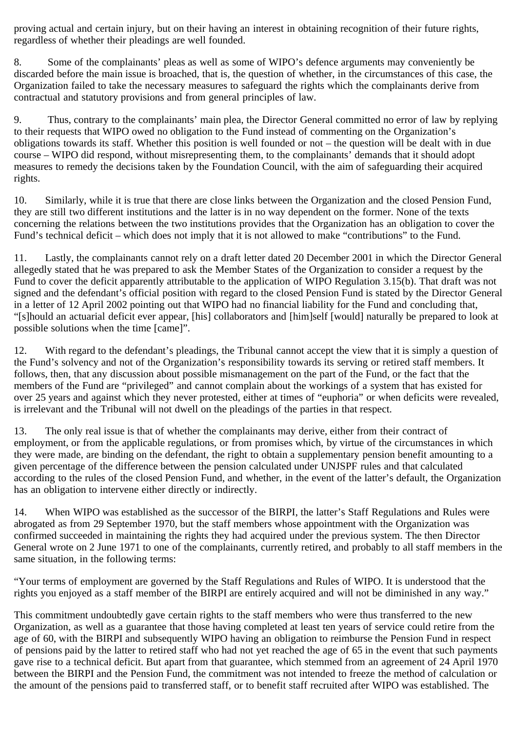proving actual and certain injury, but on their having an interest in obtaining recognition of their future rights, regardless of whether their pleadings are well founded.

8. Some of the complainants' pleas as well as some of WIPO's defence arguments may conveniently be discarded before the main issue is broached, that is, the question of whether, in the circumstances of this case, the Organization failed to take the necessary measures to safeguard the rights which the complainants derive from contractual and statutory provisions and from general principles of law.

9. Thus, contrary to the complainants' main plea, the Director General committed no error of law by replying to their requests that WIPO owed no obligation to the Fund instead of commenting on the Organization's obligations towards its staff. Whether this position is well founded or not – the question will be dealt with in due course – WIPO did respond, without misrepresenting them, to the complainants' demands that it should adopt measures to remedy the decisions taken by the Foundation Council, with the aim of safeguarding their acquired rights.

10. Similarly, while it is true that there are close links between the Organization and the closed Pension Fund, they are still two different institutions and the latter is in no way dependent on the former. None of the texts concerning the relations between the two institutions provides that the Organization has an obligation to cover the Fund's technical deficit – which does not imply that it is not allowed to make "contributions" to the Fund.

11. Lastly, the complainants cannot rely on a draft letter dated 20 December 2001 in which the Director General allegedly stated that he was prepared to ask the Member States of the Organization to consider a request by the Fund to cover the deficit apparently attributable to the application of WIPO Regulation 3.15(b). That draft was not signed and the defendant's official position with regard to the closed Pension Fund is stated by the Director General in a letter of 12 April 2002 pointing out that WIPO had no financial liability for the Fund and concluding that, "[s]hould an actuarial deficit ever appear, [his] collaborators and [him]self [would] naturally be prepared to look at possible solutions when the time [came]".

12. With regard to the defendant's pleadings, the Tribunal cannot accept the view that it is simply a question of the Fund's solvency and not of the Organization's responsibility towards its serving or retired staff members. It follows, then, that any discussion about possible mismanagement on the part of the Fund, or the fact that the members of the Fund are "privileged" and cannot complain about the workings of a system that has existed for over 25 years and against which they never protested, either at times of "euphoria" or when deficits were revealed, is irrelevant and the Tribunal will not dwell on the pleadings of the parties in that respect.

13. The only real issue is that of whether the complainants may derive, either from their contract of employment, or from the applicable regulations, or from promises which, by virtue of the circumstances in which they were made, are binding on the defendant, the right to obtain a supplementary pension benefit amounting to a given percentage of the difference between the pension calculated under UNJSPF rules and that calculated according to the rules of the closed Pension Fund, and whether, in the event of the latter's default, the Organization has an obligation to intervene either directly or indirectly.

14. When WIPO was established as the successor of the BIRPI, the latter's Staff Regulations and Rules were abrogated as from 29 September 1970, but the staff members whose appointment with the Organization was confirmed succeeded in maintaining the rights they had acquired under the previous system. The then Director General wrote on 2 June 1971 to one of the complainants, currently retired, and probably to all staff members in the same situation, in the following terms:

"Your terms of employment are governed by the Staff Regulations and Rules of WIPO. It is understood that the rights you enjoyed as a staff member of the BIRPI are entirely acquired and will not be diminished in any way."

This commitment undoubtedly gave certain rights to the staff members who were thus transferred to the new Organization, as well as a guarantee that those having completed at least ten years of service could retire from the age of 60, with the BIRPI and subsequently WIPO having an obligation to reimburse the Pension Fund in respect of pensions paid by the latter to retired staff who had not yet reached the age of 65 in the event that such payments gave rise to a technical deficit. But apart from that guarantee, which stemmed from an agreement of 24 April 1970 between the BIRPI and the Pension Fund, the commitment was not intended to freeze the method of calculation or the amount of the pensions paid to transferred staff, or to benefit staff recruited after WIPO was established. The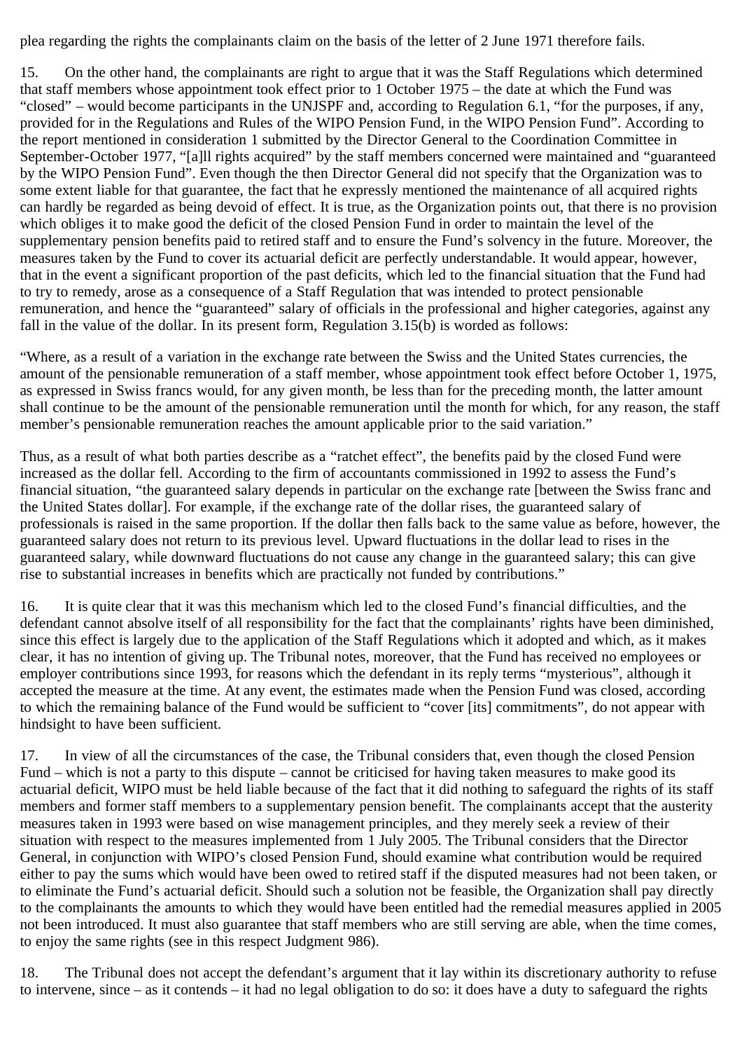plea regarding the rights the complainants claim on the basis of the letter of 2 June 1971 therefore fails.

15. On the other hand, the complainants are right to argue that it was the Staff Regulations which determined that staff members whose appointment took effect prior to 1 October 1975 – the date at which the Fund was "closed" – would become participants in the UNJSPF and, according to Regulation 6.1, "for the purposes, if any, provided for in the Regulations and Rules of the WIPO Pension Fund, in the WIPO Pension Fund". According to the report mentioned in consideration 1 submitted by the Director General to the Coordination Committee in September-October 1977, "[a]ll rights acquired" by the staff members concerned were maintained and "guaranteed by the WIPO Pension Fund". Even though the then Director General did not specify that the Organization was to some extent liable for that guarantee, the fact that he expressly mentioned the maintenance of all acquired rights can hardly be regarded as being devoid of effect. It is true, as the Organization points out, that there is no provision which obliges it to make good the deficit of the closed Pension Fund in order to maintain the level of the supplementary pension benefits paid to retired staff and to ensure the Fund's solvency in the future. Moreover, the measures taken by the Fund to cover its actuarial deficit are perfectly understandable. It would appear, however, that in the event a significant proportion of the past deficits, which led to the financial situation that the Fund had to try to remedy, arose as a consequence of a Staff Regulation that was intended to protect pensionable remuneration, and hence the "guaranteed" salary of officials in the professional and higher categories, against any fall in the value of the dollar. In its present form, Regulation 3.15(b) is worded as follows:

"Where, as a result of a variation in the exchange rate between the Swiss and the United States currencies, the amount of the pensionable remuneration of a staff member, whose appointment took effect before October 1, 1975, as expressed in Swiss francs would, for any given month, be less than for the preceding month, the latter amount shall continue to be the amount of the pensionable remuneration until the month for which, for any reason, the staff member's pensionable remuneration reaches the amount applicable prior to the said variation."

Thus, as a result of what both parties describe as a "ratchet effect", the benefits paid by the closed Fund were increased as the dollar fell. According to the firm of accountants commissioned in 1992 to assess the Fund's financial situation, "the guaranteed salary depends in particular on the exchange rate [between the Swiss franc and the United States dollar]. For example, if the exchange rate of the dollar rises, the guaranteed salary of professionals is raised in the same proportion. If the dollar then falls back to the same value as before, however, the guaranteed salary does not return to its previous level. Upward fluctuations in the dollar lead to rises in the guaranteed salary, while downward fluctuations do not cause any change in the guaranteed salary; this can give rise to substantial increases in benefits which are practically not funded by contributions."

16. It is quite clear that it was this mechanism which led to the closed Fund's financial difficulties, and the defendant cannot absolve itself of all responsibility for the fact that the complainants' rights have been diminished, since this effect is largely due to the application of the Staff Regulations which it adopted and which, as it makes clear, it has no intention of giving up. The Tribunal notes, moreover, that the Fund has received no employees or employer contributions since 1993, for reasons which the defendant in its reply terms "mysterious", although it accepted the measure at the time. At any event, the estimates made when the Pension Fund was closed, according to which the remaining balance of the Fund would be sufficient to "cover [its] commitments", do not appear with hindsight to have been sufficient.

17. In view of all the circumstances of the case, the Tribunal considers that, even though the closed Pension Fund – which is not a party to this dispute – cannot be criticised for having taken measures to make good its actuarial deficit, WIPO must be held liable because of the fact that it did nothing to safeguard the rights of its staff members and former staff members to a supplementary pension benefit. The complainants accept that the austerity measures taken in 1993 were based on wise management principles, and they merely seek a review of their situation with respect to the measures implemented from 1 July 2005. The Tribunal considers that the Director General, in conjunction with WIPO's closed Pension Fund, should examine what contribution would be required either to pay the sums which would have been owed to retired staff if the disputed measures had not been taken, or to eliminate the Fund's actuarial deficit. Should such a solution not be feasible, the Organization shall pay directly to the complainants the amounts to which they would have been entitled had the remedial measures applied in 2005 not been introduced. It must also guarantee that staff members who are still serving are able, when the time comes, to enjoy the same rights (see in this respect Judgment 986).

18. The Tribunal does not accept the defendant's argument that it lay within its discretionary authority to refuse to intervene, since – as it contends – it had no legal obligation to do so: it does have a duty to safeguard the rights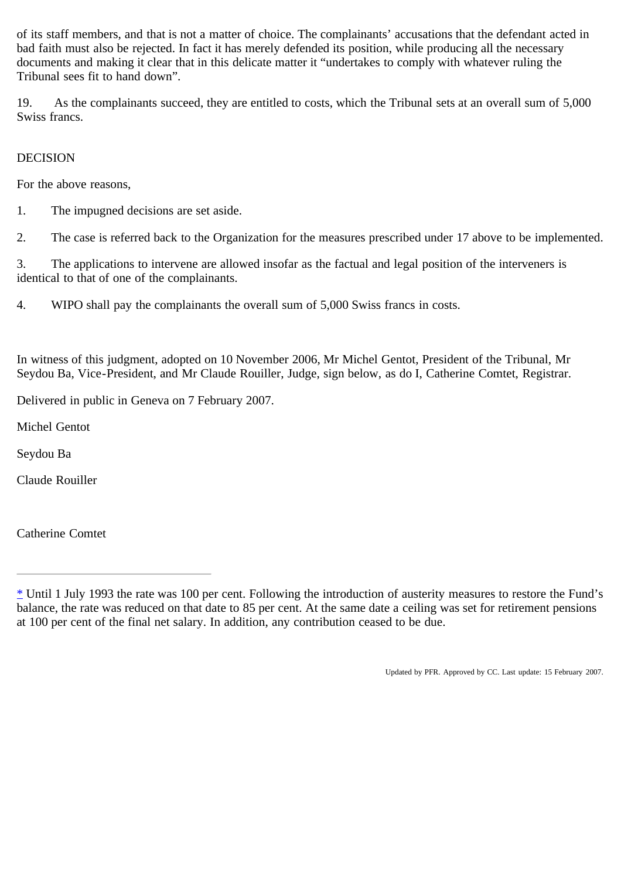of its staff members, and that is not a matter of choice. The complainants' accusations that the defendant acted in bad faith must also be rejected. In fact it has merely defended its position, while producing all the necessary documents and making it clear that in this delicate matter it "undertakes to comply with whatever ruling the Tribunal sees fit to hand down".

19. As the complainants succeed, they are entitled to costs, which the Tribunal sets at an overall sum of 5,000 Swiss francs.

DECISION

For the above reasons,

1. The impugned decisions are set aside.

2. The case is referred back to the Organization for the measures prescribed under 17 above to be implemented.

3. The applications to intervene are allowed insofar as the factual and legal position of the interveners is identical to that of one of the complainants.

4. WIPO shall pay the complainants the overall sum of 5,000 Swiss francs in costs.

In witness of this judgment, adopted on 10 November 2006, Mr Michel Gentot, President of the Tribunal, Mr Seydou Ba, Vice-President, and Mr Claude Rouiller, Judge, sign below, as do I, Catherine Comtet, Registrar.

Delivered in public in Geneva on 7 February 2007.

Michel Gentot

Seydou Ba

Claude Rouiller

Catherine Comtet

---

* Until 1 July 1993 the rate was 100 per cent. Following the introduction of austerity measures to restore the Fund's balance, the rate was reduced on that date to 85 per cent. At the same date a ceiling was set for retirement pensions at 100 per cent of the final net salary. In addition, any contribution ceased to be due.

Updated by PFR. Approved by CC. Last update: 15 February 2007.